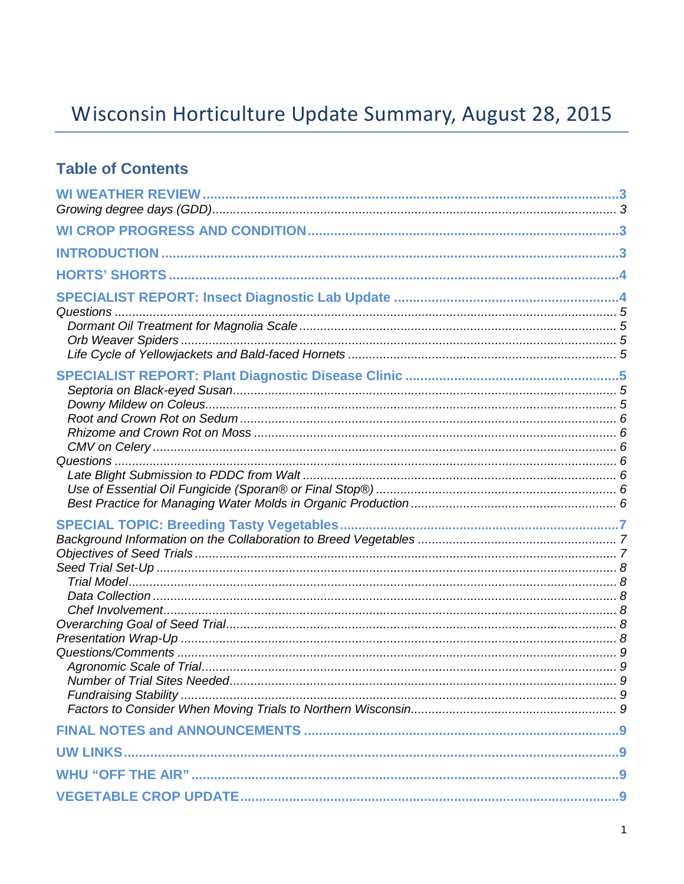# Wisconsin Horticulture Update Summary, August 28, 2015

## Table of Contents

**WI WEATHER REVIEW** ..... 3
*Growing degree days (GDD)* ..... 3

**WI CROP PROGRESS AND CONDITION** ..... 3

**INTRODUCTION** ..... 3

**HORTS' SHORTS** ..... 4

**SPECIALIST REPORT: Insect Diagnostic Lab Update** ..... 4
*Questions* ..... 5
- *Dormant Oil Treatment for Magnolia Scale* ..... 5
- *Orb Weaver Spiders* ..... 5
- *Life Cycle of Yellowjackets and Bald-faced Hornets* ..... 5

**SPECIALIST REPORT: Plant Diagnostic Disease Clinic** ..... 5
- *Septoria on Black-eyed Susan* ..... 5
- *Downy Mildew on Coleus* ..... 5
- *Root and Crown Rot on Sedum* ..... 6
- *Rhizome and Crown Rot on Moss* ..... 6
- *CMV on Celery* ..... 6

*Questions* ..... 6
- *Late Blight Submission to PDDC from Walt* ..... 6
- *Use of Essential Oil Fungicide (Sporan® or Final Stop®)* ..... 6
- *Best Practice for Managing Water Molds in Organic Production* ..... 6

**SPECIAL TOPIC: Breeding Tasty Vegetables** ..... 7
*Background Information on the Collaboration to Breed Vegetables* ..... 7
*Objectives of Seed Trials* ..... 7
*Seed Trial Set-Up* ..... 8
- *Trial Model* ..... 8
- *Data Collection* ..... 8
- *Chef Involvement* ..... 8

*Overarching Goal of Seed Trial* ..... 8
*Presentation Wrap-Up* ..... 8
*Questions/Comments* ..... 9
- *Agronomic Scale of Trial* ..... 9
- *Number of Trial Sites Needed* ..... 9
- *Fundraising Stability* ..... 9
- *Factors to Consider When Moving Trials to Northern Wisconsin* ..... 9

**FINAL NOTES and ANNOUNCEMENTS** ..... 9

**UW LINKS** ..... 9

**WHU "OFF THE AIR"** ..... 9

**VEGETABLE CROP UPDATE** ..... 9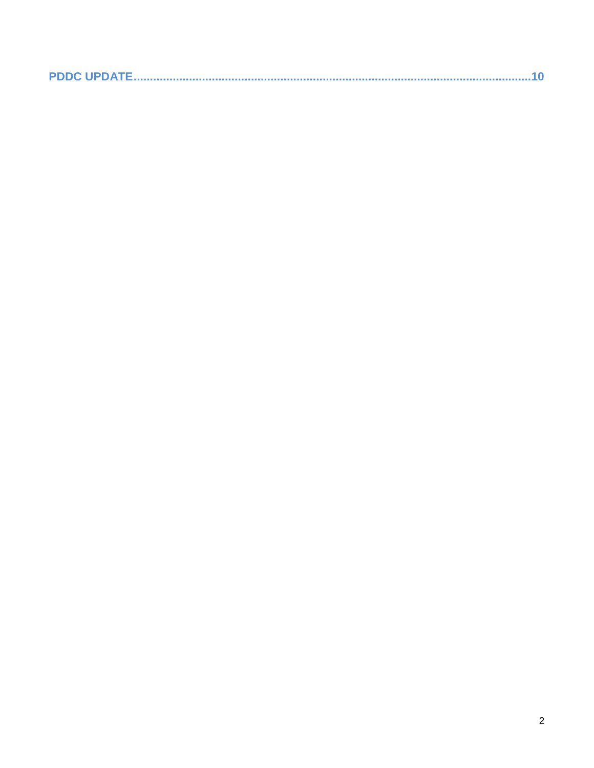**PDDC UPDATE........................................................................................................................10**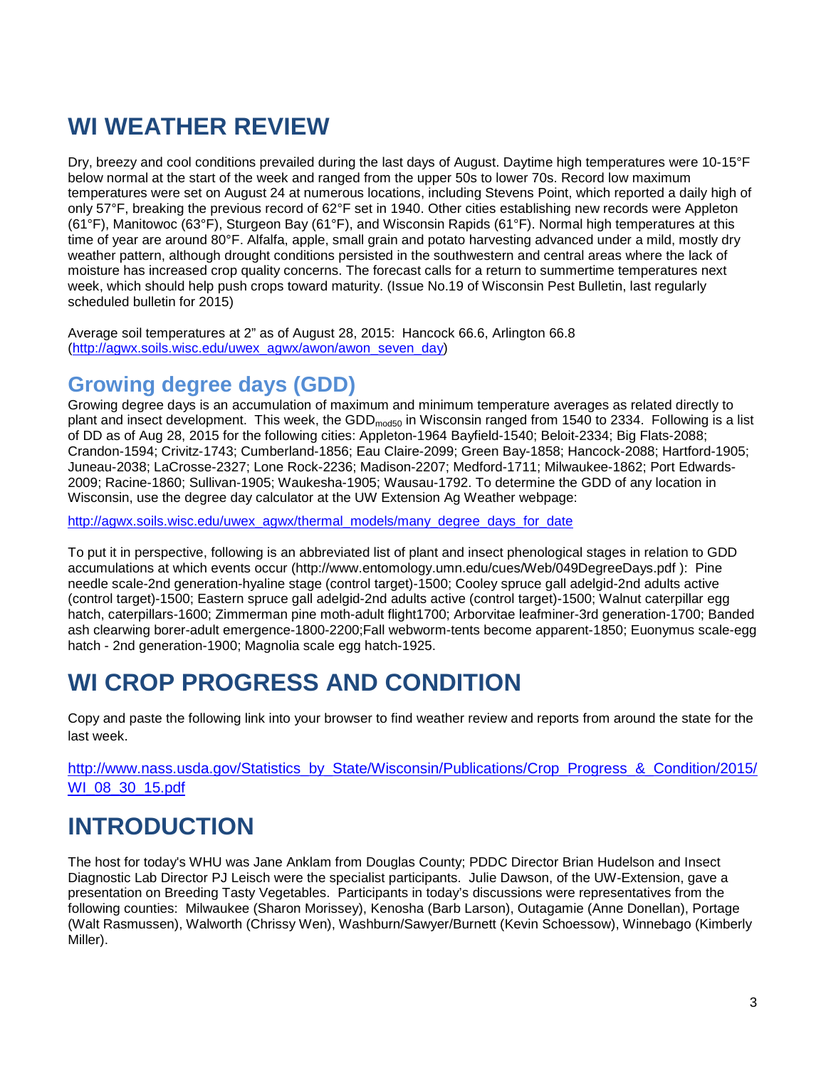# WI WEATHER REVIEW

Dry, breezy and cool conditions prevailed during the last days of August. Daytime high temperatures were 10-15°F below normal at the start of the week and ranged from the upper 50s to lower 70s. Record low maximum temperatures were set on August 24 at numerous locations, including Stevens Point, which reported a daily high of only 57°F, breaking the previous record of 62°F set in 1940. Other cities establishing new records were Appleton (61°F), Manitowoc (63°F), Sturgeon Bay (61°F), and Wisconsin Rapids (61°F). Normal high temperatures at this time of year are around 80°F. Alfalfa, apple, small grain and potato harvesting advanced under a mild, mostly dry weather pattern, although drought conditions persisted in the southwestern and central areas where the lack of moisture has increased crop quality concerns. The forecast calls for a return to summertime temperatures next week, which should help push crops toward maturity. (Issue No.19 of Wisconsin Pest Bulletin, last regularly scheduled bulletin for 2015)

Average soil temperatures at 2" as of August 28, 2015: Hancock 66.6, Arlington 66.8 (http://agwx.soils.wisc.edu/uwex_agwx/awon/awon_seven_day)

## Growing degree days (GDD)

Growing degree days is an accumulation of maximum and minimum temperature averages as related directly to plant and insect development. This week, the $GDD_{mod50}$ in Wisconsin ranged from 1540 to 2334. Following is a list of DD as of Aug 28, 2015 for the following cities: Appleton-1964 Bayfield-1540; Beloit-2334; Big Flats-2088; Crandon-1594; Crivitz-1743; Cumberland-1856; Eau Claire-2099; Green Bay-1858; Hancock-2088; Hartford-1905; Juneau-2038; LaCrosse-2327; Lone Rock-2236; Madison-2207; Medford-1711; Milwaukee-1862; Port Edwards-2009; Racine-1860; Sullivan-1905; Waukesha-1905; Wausau-1792. To determine the GDD of any location in Wisconsin, use the degree day calculator at the UW Extension Ag Weather webpage:

http://agwx.soils.wisc.edu/uwex_agwx/thermal_models/many_degree_days_for_date

To put it in perspective, following is an abbreviated list of plant and insect phenological stages in relation to GDD accumulations at which events occur (http://www.entomology.umn.edu/cues/Web/049DegreeDays.pdf ): Pine needle scale-2nd generation-hyaline stage (control target)-1500; Cooley spruce gall adelgid-2nd adults active (control target)-1500; Eastern spruce gall adelgid-2nd adults active (control target)-1500; Walnut caterpillar egg hatch, caterpillars-1600; Zimmerman pine moth-adult flight1700; Arborvitae leafminer-3rd generation-1700; Banded ash clearwing borer-adult emergence-1800-2200;Fall webworm-tents become apparent-1850; Euonymus scale-egg hatch - 2nd generation-1900; Magnolia scale egg hatch-1925.

# WI CROP PROGRESS AND CONDITION

Copy and paste the following link into your browser to find weather review and reports from around the state for the last week.

http://www.nass.usda.gov/Statistics_by_State/Wisconsin/Publications/Crop_Progress_&_Condition/2015/WI_08_30_15.pdf

# INTRODUCTION

The host for today's WHU was Jane Anklam from Douglas County; PDDC Director Brian Hudelson and Insect Diagnostic Lab Director PJ Leisch were the specialist participants. Julie Dawson, of the UW-Extension, gave a presentation on Breeding Tasty Vegetables. Participants in today's discussions were representatives from the following counties: Milwaukee (Sharon Morissey), Kenosha (Barb Larson), Outagamie (Anne Donellan), Portage (Walt Rasmussen), Walworth (Chrissy Wen), Washburn/Sawyer/Burnett (Kevin Schoessow), Winnebago (Kimberly Miller).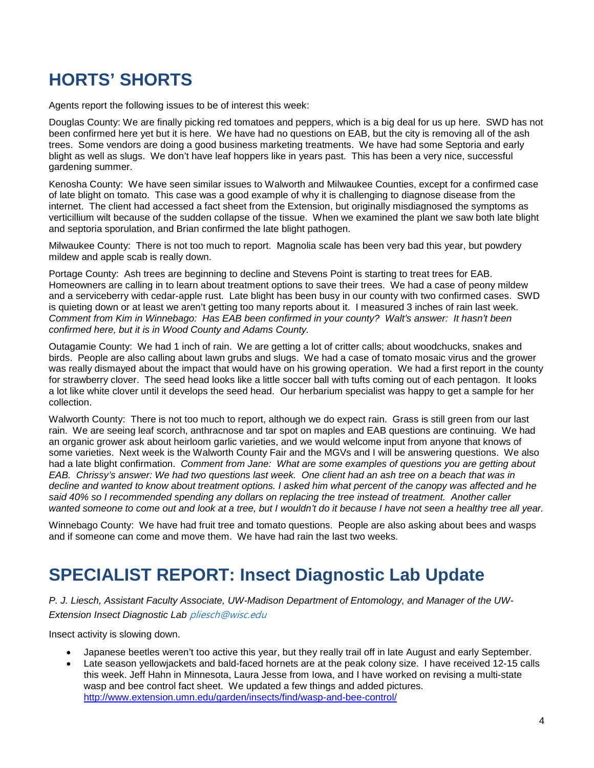## HORTS' SHORTS

Agents report the following issues to be of interest this week:

Douglas County: We are finally picking red tomatoes and peppers, which is a big deal for us up here. SWD has not been confirmed here yet but it is here. We have had no questions on EAB, but the city is removing all of the ash trees. Some vendors are doing a good business marketing treatments. We have had some Septoria and early blight as well as slugs. We don't have leaf hoppers like in years past. This has been a very nice, successful gardening summer.

Kenosha County: We have seen similar issues to Walworth and Milwaukee Counties, except for a confirmed case of late blight on tomato. This case was a good example of why it is challenging to diagnose disease from the internet. The client had accessed a fact sheet from the Extension, but originally misdiagnosed the symptoms as verticillium wilt because of the sudden collapse of the tissue. When we examined the plant we saw both late blight and septoria sporulation, and Brian confirmed the late blight pathogen.

Milwaukee County: There is not too much to report. Magnolia scale has been very bad this year, but powdery mildew and apple scab is really down.

Portage County: Ash trees are beginning to decline and Stevens Point is starting to treat trees for EAB. Homeowners are calling in to learn about treatment options to save their trees. We had a case of peony mildew and a serviceberry with cedar-apple rust. Late blight has been busy in our county with two confirmed cases. SWD is quieting down or at least we aren't getting too many reports about it. I measured 3 inches of rain last week. *Comment from Kim in Winnebago: Has EAB been confirmed in your county? Walt's answer: It hasn't been confirmed here, but it is in Wood County and Adams County.*

Outagamie County: We had 1 inch of rain. We are getting a lot of critter calls; about woodchucks, snakes and birds. People are also calling about lawn grubs and slugs. We had a case of tomato mosaic virus and the grower was really dismayed about the impact that would have on his growing operation. We had a first report in the county for strawberry clover. The seed head looks like a little soccer ball with tufts coming out of each pentagon. It looks a lot like white clover until it develops the seed head. Our herbarium specialist was happy to get a sample for her collection.

Walworth County: There is not too much to report, although we do expect rain. Grass is still green from our last rain. We are seeing leaf scorch, anthracnose and tar spot on maples and EAB questions are continuing. We had an organic grower ask about heirloom garlic varieties, and we would welcome input from anyone that knows of some varieties. Next week is the Walworth County Fair and the MGVs and I will be answering questions. We also had a late blight confirmation. *Comment from Jane: What are some examples of questions you are getting about EAB. Chrissy's answer: We had two questions last week. One client had an ash tree on a beach that was in decline and wanted to know about treatment options. I asked him what percent of the canopy was affected and he said 40% so I recommended spending any dollars on replacing the tree instead of treatment. Another caller wanted someone to come out and look at a tree, but I wouldn't do it because I have not seen a healthy tree all year.*

Winnebago County: We have had fruit tree and tomato questions. People are also asking about bees and wasps and if someone can come and move them. We have had rain the last two weeks.

## SPECIALIST REPORT: Insect Diagnostic Lab Update

*P. J. Liesch, Assistant Faculty Associate, UW-Madison Department of Entomology, and Manager of the UW-Extension Insect Diagnostic Lab pliesch@wisc.edu*

Insect activity is slowing down.

- Japanese beetles weren't too active this year, but they really trail off in late August and early September.
- Late season yellowjackets and bald-faced hornets are at the peak colony size. I have received 12-15 calls this week. Jeff Hahn in Minnesota, Laura Jesse from Iowa, and I have worked on revising a multi-state wasp and bee control fact sheet. We updated a few things and added pictures. http://www.extension.umn.edu/garden/insects/find/wasp-and-bee-control/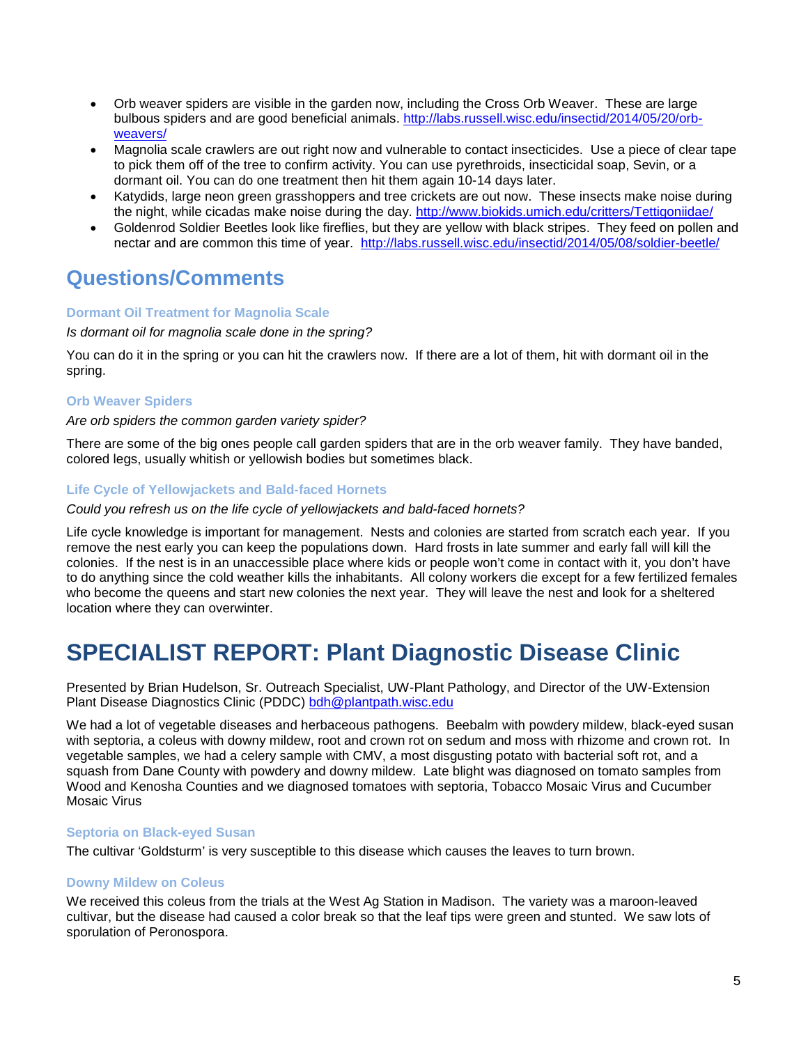- Orb weaver spiders are visible in the garden now, including the Cross Orb Weaver. These are large bulbous spiders and are good beneficial animals. http://labs.russell.wisc.edu/insectid/2014/05/20/orb-weavers/
- Magnolia scale crawlers are out right now and vulnerable to contact insecticides. Use a piece of clear tape to pick them off of the tree to confirm activity. You can use pyrethroids, insecticidal soap, Sevin, or a dormant oil. You can do one treatment then hit them again 10-14 days later.
- Katydids, large neon green grasshoppers and tree crickets are out now. These insects make noise during the night, while cicadas make noise during the day. http://www.biokids.umich.edu/critters/Tettigoniidae/
- Goldenrod Soldier Beetles look like fireflies, but they are yellow with black stripes. They feed on pollen and nectar and are common this time of year. http://labs.russell.wisc.edu/insectid/2014/05/08/soldier-beetle/

## Questions/Comments

#### Dormant Oil Treatment for Magnolia Scale

*Is dormant oil for magnolia scale done in the spring?*

You can do it in the spring or you can hit the crawlers now. If there are a lot of them, hit with dormant oil in the spring.

#### Orb Weaver Spiders

*Are orb spiders the common garden variety spider?*

There are some of the big ones people call garden spiders that are in the orb weaver family. They have banded, colored legs, usually whitish or yellowish bodies but sometimes black.

#### Life Cycle of Yellowjackets and Bald-faced Hornets

*Could you refresh us on the life cycle of yellowjackets and bald-faced hornets?*

Life cycle knowledge is important for management. Nests and colonies are started from scratch each year. If you remove the nest early you can keep the populations down. Hard frosts in late summer and early fall will kill the colonies. If the nest is in an unaccessible place where kids or people won't come in contact with it, you don't have to do anything since the cold weather kills the inhabitants. All colony workers die except for a few fertilized females who become the queens and start new colonies the next year. They will leave the nest and look for a sheltered location where they can overwinter.

# SPECIALIST REPORT: Plant Diagnostic Disease Clinic

Presented by Brian Hudelson, Sr. Outreach Specialist, UW-Plant Pathology, and Director of the UW-Extension Plant Disease Diagnostics Clinic (PDDC) bdh@plantpath.wisc.edu

We had a lot of vegetable diseases and herbaceous pathogens. Beebalm with powdery mildew, black-eyed susan with septoria, a coleus with downy mildew, root and crown rot on sedum and moss with rhizome and crown rot. In vegetable samples, we had a celery sample with CMV, a most disgusting potato with bacterial soft rot, and a squash from Dane County with powdery and downy mildew. Late blight was diagnosed on tomato samples from Wood and Kenosha Counties and we diagnosed tomatoes with septoria, Tobacco Mosaic Virus and Cucumber Mosaic Virus

#### Septoria on Black-eyed Susan

The cultivar 'Goldsturm' is very susceptible to this disease which causes the leaves to turn brown.

#### Downy Mildew on Coleus

We received this coleus from the trials at the West Ag Station in Madison. The variety was a maroon-leaved cultivar, but the disease had caused a color break so that the leaf tips were green and stunted. We saw lots of sporulation of Peronospora.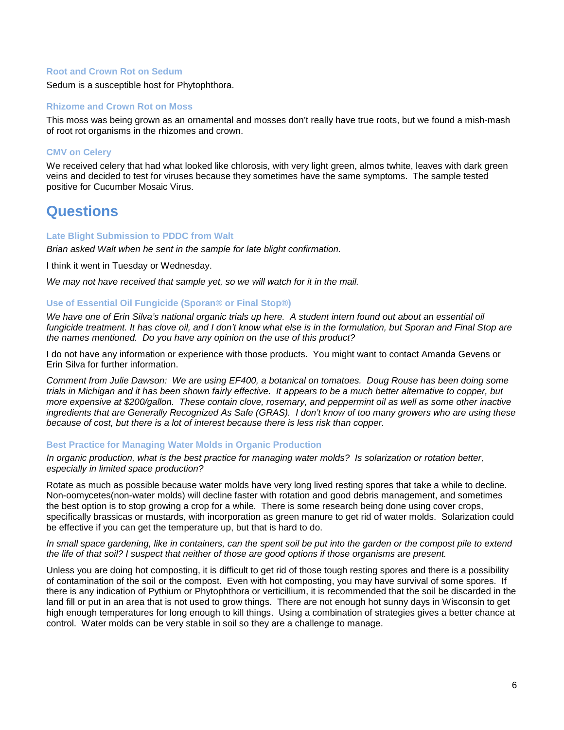### Root and Crown Rot on Sedum

Sedum is a susceptible host for Phytophthora.

### Rhizome and Crown Rot on Moss

This moss was being grown as an ornamental and mosses don't really have true roots, but we found a mish-mash of root rot organisms in the rhizomes and crown.

### CMV on Celery

We received celery that had what looked like chlorosis, with very light green, almos twhite, leaves with dark green veins and decided to test for viruses because they sometimes have the same symptoms. The sample tested positive for Cucumber Mosaic Virus.

## Questions

### Late Blight Submission to PDDC from Walt

*Brian asked Walt when he sent in the sample for late blight confirmation.*

I think it went in Tuesday or Wednesday.

*We may not have received that sample yet, so we will watch for it in the mail.*

### Use of Essential Oil Fungicide (Sporan® or Final Stop®)

*We have one of Erin Silva's national organic trials up here. A student intern found out about an essential oil fungicide treatment. It has clove oil, and I don't know what else is in the formulation, but Sporan and Final Stop are the names mentioned. Do you have any opinion on the use of this product?*

I do not have any information or experience with those products. You might want to contact Amanda Gevens or Erin Silva for further information.

*Comment from Julie Dawson: We are using EF400, a botanical on tomatoes. Doug Rouse has been doing some trials in Michigan and it has been shown fairly effective. It appears to be a much better alternative to copper, but more expensive at $200/gallon. These contain clove, rosemary, and peppermint oil as well as some other inactive ingredients that are Generally Recognized As Safe (GRAS). I don't know of too many growers who are using these because of cost, but there is a lot of interest because there is less risk than copper.*

### Best Practice for Managing Water Molds in Organic Production

*In organic production, what is the best practice for managing water molds? Is solarization or rotation better, especially in limited space production?*

Rotate as much as possible because water molds have very long lived resting spores that take a while to decline. Non-oomycetes(non-water molds) will decline faster with rotation and good debris management, and sometimes the best option is to stop growing a crop for a while. There is some research being done using cover crops, specifically brassicas or mustards, with incorporation as green manure to get rid of water molds. Solarization could be effective if you can get the temperature up, but that is hard to do.

*In small space gardening, like in containers, can the spent soil be put into the garden or the compost pile to extend the life of that soil? I suspect that neither of those are good options if those organisms are present.*

Unless you are doing hot composting, it is difficult to get rid of those tough resting spores and there is a possibility of contamination of the soil or the compost. Even with hot composting, you may have survival of some spores. If there is any indication of Pythium or Phytophthora or verticillium, it is recommended that the soil be discarded in the land fill or put in an area that is not used to grow things. There are not enough hot sunny days in Wisconsin to get high enough temperatures for long enough to kill things. Using a combination of strategies gives a better chance at control. Water molds can be very stable in soil so they are a challenge to manage.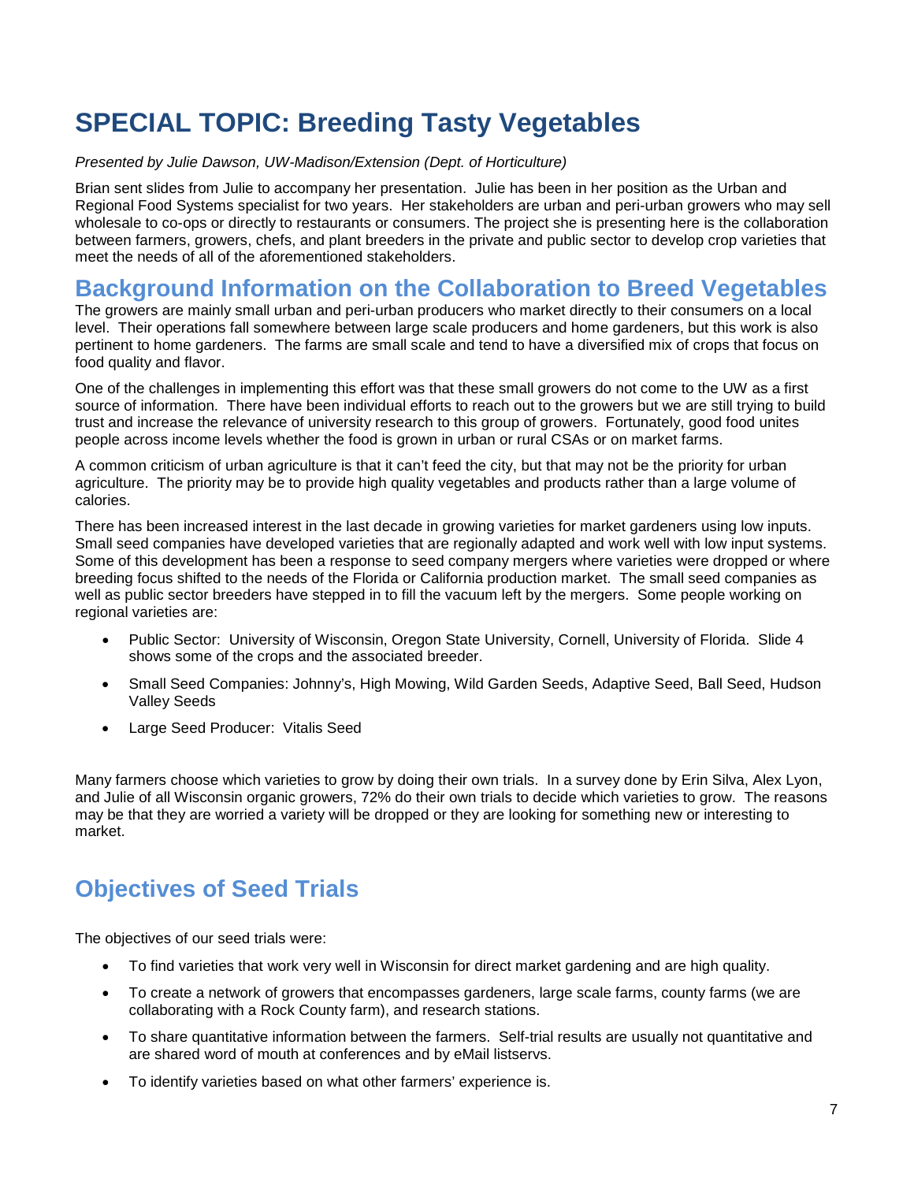# SPECIAL TOPIC: Breeding Tasty Vegetables

*Presented by Julie Dawson, UW-Madison/Extension (Dept. of Horticulture)*

Brian sent slides from Julie to accompany her presentation. Julie has been in her position as the Urban and Regional Food Systems specialist for two years. Her stakeholders are urban and peri-urban growers who may sell wholesale to co-ops or directly to restaurants or consumers. The project she is presenting here is the collaboration between farmers, growers, chefs, and plant breeders in the private and public sector to develop crop varieties that meet the needs of all of the aforementioned stakeholders.

## Background Information on the Collaboration to Breed Vegetables

The growers are mainly small urban and peri-urban producers who market directly to their consumers on a local level. Their operations fall somewhere between large scale producers and home gardeners, but this work is also pertinent to home gardeners. The farms are small scale and tend to have a diversified mix of crops that focus on food quality and flavor.

One of the challenges in implementing this effort was that these small growers do not come to the UW as a first source of information. There have been individual efforts to reach out to the growers but we are still trying to build trust and increase the relevance of university research to this group of growers. Fortunately, good food unites people across income levels whether the food is grown in urban or rural CSAs or on market farms.

A common criticism of urban agriculture is that it can't feed the city, but that may not be the priority for urban agriculture. The priority may be to provide high quality vegetables and products rather than a large volume of calories.

There has been increased interest in the last decade in growing varieties for market gardeners using low inputs. Small seed companies have developed varieties that are regionally adapted and work well with low input systems. Some of this development has been a response to seed company mergers where varieties were dropped or where breeding focus shifted to the needs of the Florida or California production market. The small seed companies as well as public sector breeders have stepped in to fill the vacuum left by the mergers. Some people working on regional varieties are:

- Public Sector: University of Wisconsin, Oregon State University, Cornell, University of Florida. Slide 4 shows some of the crops and the associated breeder.
- Small Seed Companies: Johnny's, High Mowing, Wild Garden Seeds, Adaptive Seed, Ball Seed, Hudson Valley Seeds
- Large Seed Producer: Vitalis Seed

Many farmers choose which varieties to grow by doing their own trials. In a survey done by Erin Silva, Alex Lyon, and Julie of all Wisconsin organic growers, 72% do their own trials to decide which varieties to grow. The reasons may be that they are worried a variety will be dropped or they are looking for something new or interesting to market.

## Objectives of Seed Trials

The objectives of our seed trials were:

- To find varieties that work very well in Wisconsin for direct market gardening and are high quality.
- To create a network of growers that encompasses gardeners, large scale farms, county farms (we are collaborating with a Rock County farm), and research stations.
- To share quantitative information between the farmers. Self-trial results are usually not quantitative and are shared word of mouth at conferences and by eMail listservs.
- To identify varieties based on what other farmers' experience is.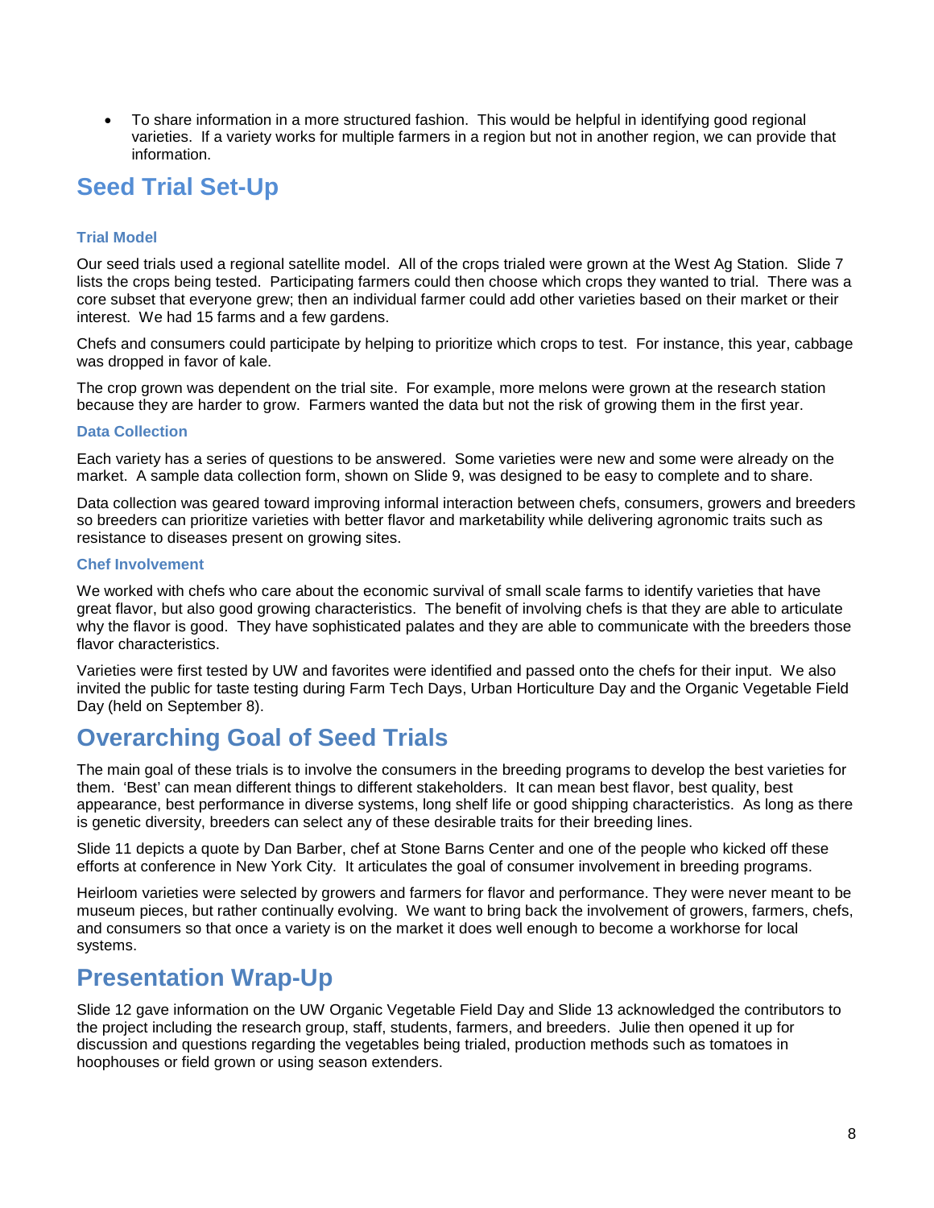- To share information in a more structured fashion. This would be helpful in identifying good regional varieties. If a variety works for multiple farmers in a region but not in another region, we can provide that information.

# Seed Trial Set-Up

### Trial Model

Our seed trials used a regional satellite model. All of the crops trialed were grown at the West Ag Station. Slide 7 lists the crops being tested. Participating farmers could then choose which crops they wanted to trial. There was a core subset that everyone grew; then an individual farmer could add other varieties based on their market or their interest. We had 15 farms and a few gardens.

Chefs and consumers could participate by helping to prioritize which crops to test. For instance, this year, cabbage was dropped in favor of kale.

The crop grown was dependent on the trial site. For example, more melons were grown at the research station because they are harder to grow. Farmers wanted the data but not the risk of growing them in the first year.

### Data Collection

Each variety has a series of questions to be answered. Some varieties were new and some were already on the market. A sample data collection form, shown on Slide 9, was designed to be easy to complete and to share.

Data collection was geared toward improving informal interaction between chefs, consumers, growers and breeders so breeders can prioritize varieties with better flavor and marketability while delivering agronomic traits such as resistance to diseases present on growing sites.

### Chef Involvement

We worked with chefs who care about the economic survival of small scale farms to identify varieties that have great flavor, but also good growing characteristics. The benefit of involving chefs is that they are able to articulate why the flavor is good. They have sophisticated palates and they are able to communicate with the breeders those flavor characteristics.

Varieties were first tested by UW and favorites were identified and passed onto the chefs for their input. We also invited the public for taste testing during Farm Tech Days, Urban Horticulture Day and the Organic Vegetable Field Day (held on September 8).

# Overarching Goal of Seed Trials

The main goal of these trials is to involve the consumers in the breeding programs to develop the best varieties for them. 'Best' can mean different things to different stakeholders. It can mean best flavor, best quality, best appearance, best performance in diverse systems, long shelf life or good shipping characteristics. As long as there is genetic diversity, breeders can select any of these desirable traits for their breeding lines.

Slide 11 depicts a quote by Dan Barber, chef at Stone Barns Center and one of the people who kicked off these efforts at conference in New York City. It articulates the goal of consumer involvement in breeding programs.

Heirloom varieties were selected by growers and farmers for flavor and performance. They were never meant to be museum pieces, but rather continually evolving. We want to bring back the involvement of growers, farmers, chefs, and consumers so that once a variety is on the market it does well enough to become a workhorse for local systems.

# Presentation Wrap-Up

Slide 12 gave information on the UW Organic Vegetable Field Day and Slide 13 acknowledged the contributors to the project including the research group, staff, students, farmers, and breeders. Julie then opened it up for discussion and questions regarding the vegetables being trialed, production methods such as tomatoes in hoophouses or field grown or using season extenders.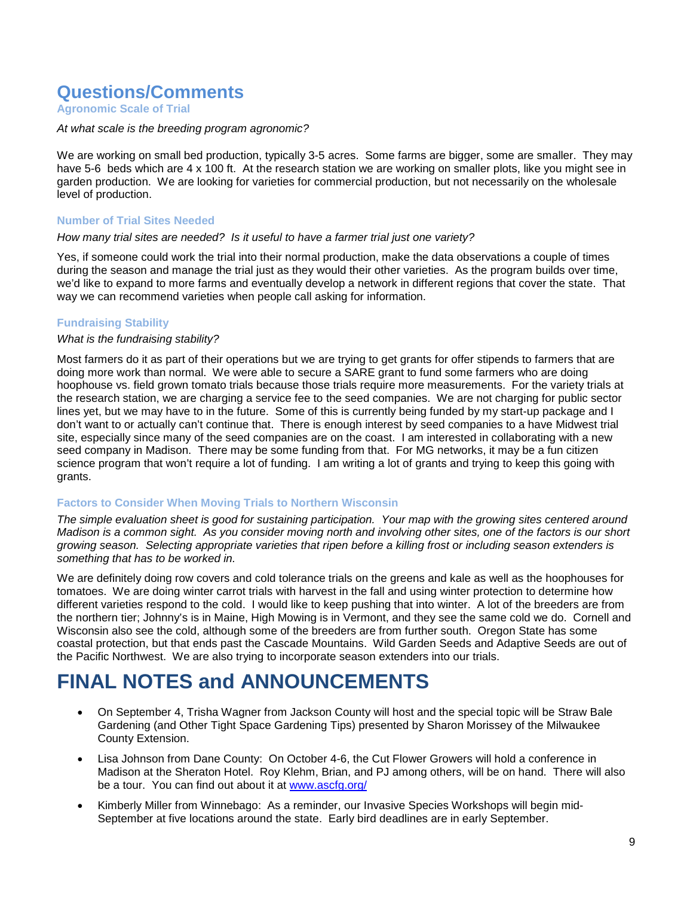# Questions/Comments

### Agronomic Scale of Trial

*At what scale is the breeding program agronomic?*

We are working on small bed production, typically 3-5 acres. Some farms are bigger, some are smaller. They may have 5-6 beds which are 4 x 100 ft. At the research station we are working on smaller plots, like you might see in garden production. We are looking for varieties for commercial production, but not necessarily on the wholesale level of production.

### Number of Trial Sites Needed

*How many trial sites are needed? Is it useful to have a farmer trial just one variety?*

Yes, if someone could work the trial into their normal production, make the data observations a couple of times during the season and manage the trial just as they would their other varieties. As the program builds over time, we'd like to expand to more farms and eventually develop a network in different regions that cover the state. That way we can recommend varieties when people call asking for information.

### Fundraising Stability

*What is the fundraising stability?*

Most farmers do it as part of their operations but we are trying to get grants for offer stipends to farmers that are doing more work than normal. We were able to secure a SARE grant to fund some farmers who are doing hoophouse vs. field grown tomato trials because those trials require more measurements. For the variety trials at the research station, we are charging a service fee to the seed companies. We are not charging for public sector lines yet, but we may have to in the future. Some of this is currently being funded by my start-up package and I don't want to or actually can't continue that. There is enough interest by seed companies to a have Midwest trial site, especially since many of the seed companies are on the coast. I am interested in collaborating with a new seed company in Madison. There may be some funding from that. For MG networks, it may be a fun citizen science program that won't require a lot of funding. I am writing a lot of grants and trying to keep this going with grants.

### Factors to Consider When Moving Trials to Northern Wisconsin

*The simple evaluation sheet is good for sustaining participation. Your map with the growing sites centered around Madison is a common sight. As you consider moving north and involving other sites, one of the factors is our short growing season. Selecting appropriate varieties that ripen before a killing frost or including season extenders is something that has to be worked in.*

We are definitely doing row covers and cold tolerance trials on the greens and kale as well as the hoophouses for tomatoes. We are doing winter carrot trials with harvest in the fall and using winter protection to determine how different varieties respond to the cold. I would like to keep pushing that into winter. A lot of the breeders are from the northern tier; Johnny's is in Maine, High Mowing is in Vermont, and they see the same cold we do. Cornell and Wisconsin also see the cold, although some of the breeders are from further south. Oregon State has some coastal protection, but that ends past the Cascade Mountains. Wild Garden Seeds and Adaptive Seeds are out of the Pacific Northwest. We are also trying to incorporate season extenders into our trials.

# FINAL NOTES and ANNOUNCEMENTS

- On September 4, Trisha Wagner from Jackson County will host and the special topic will be Straw Bale Gardening (and Other Tight Space Gardening Tips) presented by Sharon Morissey of the Milwaukee County Extension.
- Lisa Johnson from Dane County: On October 4-6, the Cut Flower Growers will hold a conference in Madison at the Sheraton Hotel. Roy Klehm, Brian, and PJ among others, will be on hand. There will also be a tour. You can find out about it at [www.ascfg.org/](http://www.ascfg.org/)
- Kimberly Miller from Winnebago: As a reminder, our Invasive Species Workshops will begin mid-September at five locations around the state. Early bird deadlines are in early September.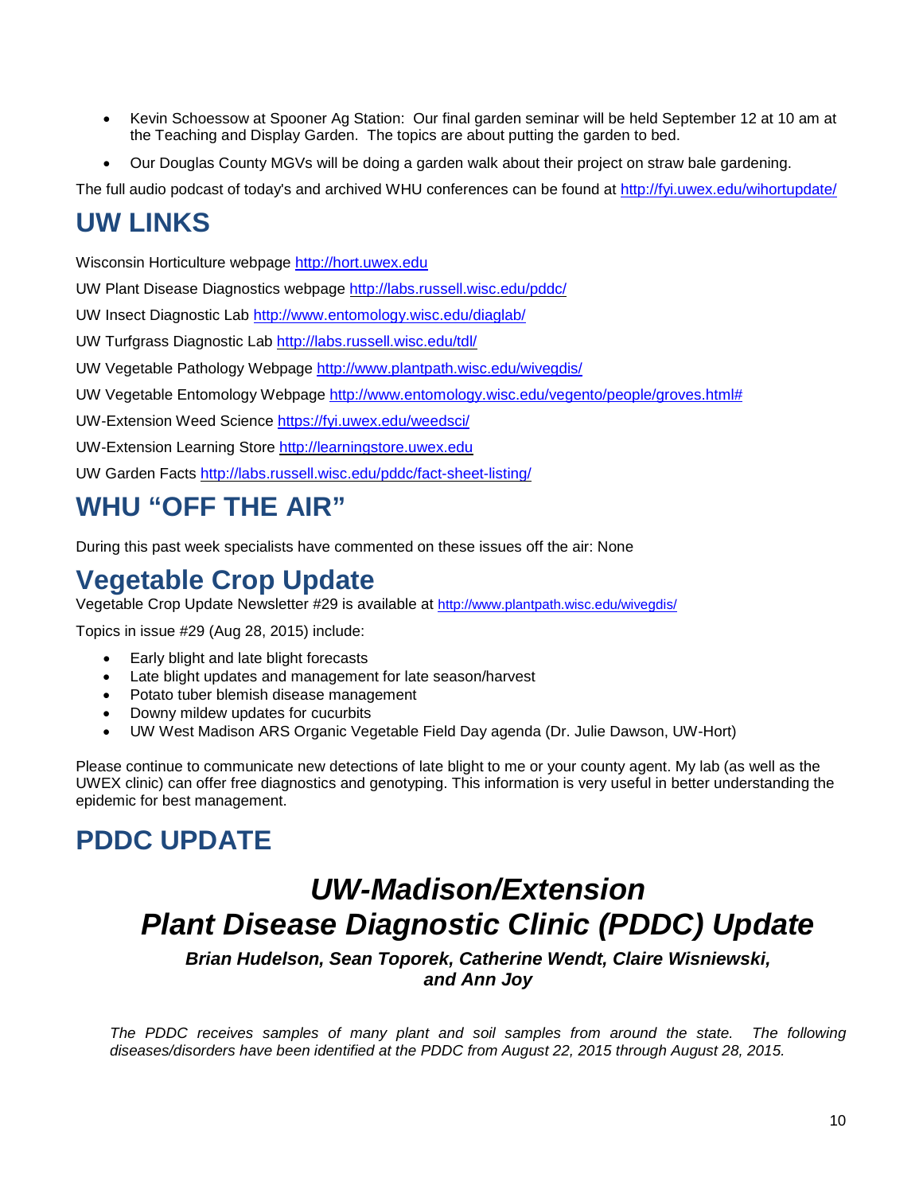- Kevin Schoessow at Spooner Ag Station: Our final garden seminar will be held September 12 at 10 am at the Teaching and Display Garden. The topics are about putting the garden to bed.
- Our Douglas County MGVs will be doing a garden walk about their project on straw bale gardening.

The full audio podcast of today's and archived WHU conferences can be found at http://fyi.uwex.edu/wihortupdate/

# UW LINKS

Wisconsin Horticulture webpage http://hort.uwex.edu

UW Plant Disease Diagnostics webpage http://labs.russell.wisc.edu/pddc/

UW Insect Diagnostic Lab http://www.entomology.wisc.edu/diaglab/

UW Turfgrass Diagnostic Lab http://labs.russell.wisc.edu/tdl/

UW Vegetable Pathology Webpage http://www.plantpath.wisc.edu/wivegdis/

UW Vegetable Entomology Webpage http://www.entomology.wisc.edu/vegento/people/groves.html#

UW-Extension Weed Science https://fyi.uwex.edu/weedsci/

UW-Extension Learning Store http://learningstore.uwex.edu

UW Garden Facts http://labs.russell.wisc.edu/pddc/fact-sheet-listing/

# WHU "OFF THE AIR"

During this past week specialists have commented on these issues off the air: None

# Vegetable Crop Update

Vegetable Crop Update Newsletter #29 is available at http://www.plantpath.wisc.edu/wivegdis/

Topics in issue #29 (Aug 28, 2015) include:

- Early blight and late blight forecasts
- Late blight updates and management for late season/harvest
- Potato tuber blemish disease management
- Downy mildew updates for cucurbits
- UW West Madison ARS Organic Vegetable Field Day agenda (Dr. Julie Dawson, UW-Hort)

Please continue to communicate new detections of late blight to me or your county agent. My lab (as well as the UWEX clinic) can offer free diagnostics and genotyping. This information is very useful in better understanding the epidemic for best management.

# PDDC UPDATE

## *UW-Madison/Extension Plant Disease Diagnostic Clinic (PDDC) Update*

***Brian Hudelson, Sean Toporek, Catherine Wendt, Claire Wisniewski, and Ann Joy***

*The PDDC receives samples of many plant and soil samples from around the state. The following diseases/disorders have been identified at the PDDC from August 22, 2015 through August 28, 2015.*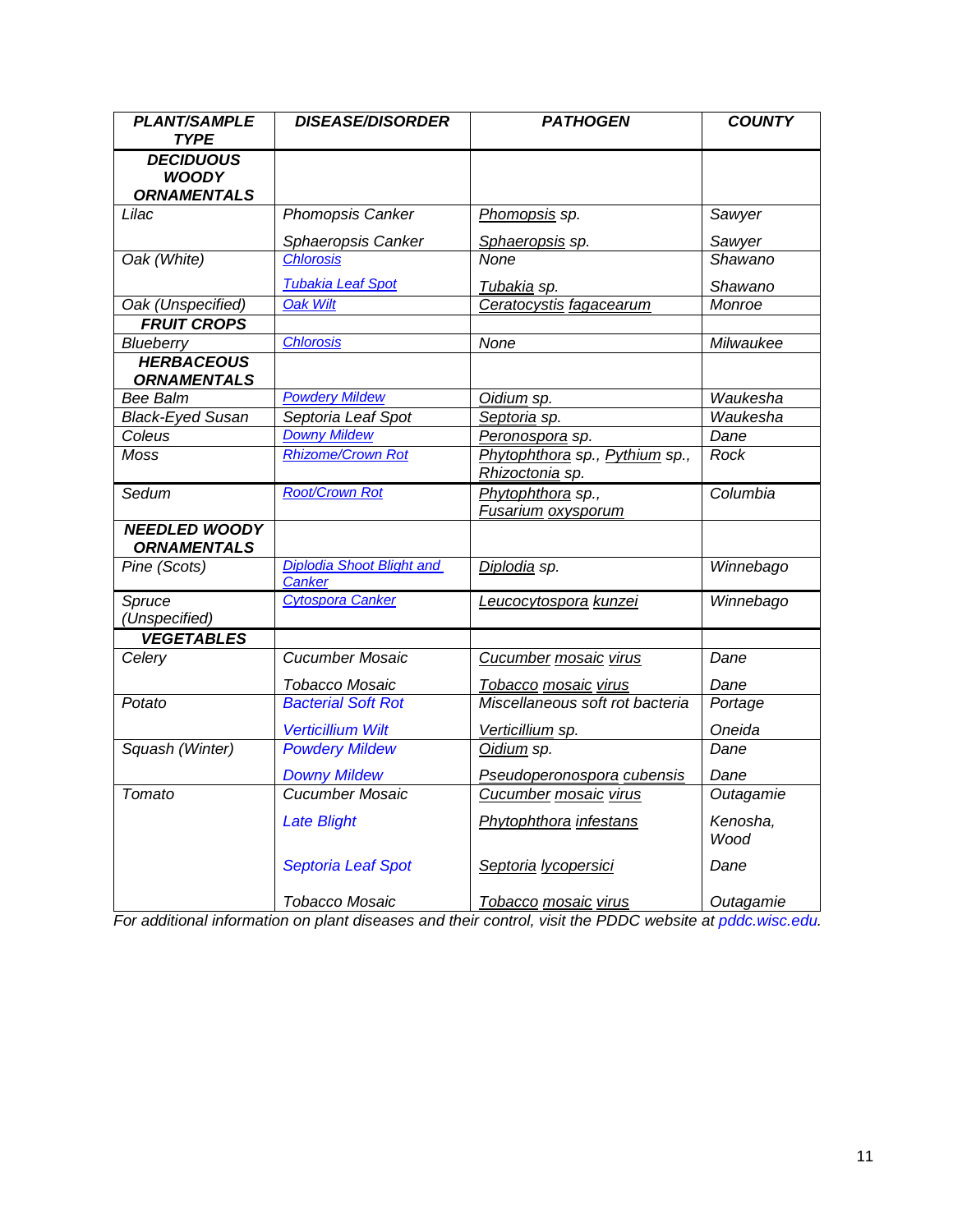| PLANT/SAMPLE TYPE | DISEASE/DISORDER | PATHOGEN | COUNTY |
|---|---|---|---|
| **DECIDUOUS WOODY ORNAMENTALS** | | | |
| Lilac | Phomopsis Canker | Phomopsis sp. | Sawyer |
| | Sphaeropsis Canker | Sphaeropsis sp. | Sawyer |
| Oak (White) | Chlorosis | None | Shawano |
| | Tubakia Leaf Spot | Tubakia sp. | Shawano |
| Oak (Unspecified) | Oak Wilt | Ceratocystis fagacearum | Monroe |
| **FRUIT CROPS** | | | |
| Blueberry | Chlorosis | None | Milwaukee |
| **HERBACEOUS ORNAMENTALS** | | | |
| Bee Balm | Powdery Mildew | Oidium sp. | Waukesha |
| Black-Eyed Susan | Septoria Leaf Spot | Septoria sp. | Waukesha |
| Coleus | Downy Mildew | Peronospora sp. | Dane |
| Moss | Rhizome/Crown Rot | Phytophthora sp., Pythium sp., Rhizoctonia sp. | Rock |
| Sedum | Root/Crown Rot | Phytophthora sp., Fusarium oxysporum | Columbia |
| **NEEDLED WOODY ORNAMENTALS** | | | |
| Pine (Scots) | Diplodia Shoot Blight and Canker | Diplodia sp. | Winnebago |
| Spruce (Unspecified) | Cytospora Canker | Leucocytospora kunzei | Winnebago |
| **VEGETABLES** | | | |
| Celery | Cucumber Mosaic | Cucumber mosaic virus | Dane |
| | Tobacco Mosaic | Tobacco mosaic virus | Dane |
| Potato | Bacterial Soft Rot | Miscellaneous soft rot bacteria | Portage |
| | Verticillium Wilt | Verticillium sp. | Oneida |
| Squash (Winter) | Powdery Mildew | Oidium sp. | Dane |
| | Downy Mildew | Pseudoperonospora cubensis | Dane |
| Tomato | Cucumber Mosaic | Cucumber mosaic virus | Outagamie |
| | Late Blight | Phytophthora infestans | Kenosha, Wood |
| | Septoria Leaf Spot | Septoria lycopersici | Dane |
| | Tobacco Mosaic | Tobacco mosaic virus | Outagamie |

*For additional information on plant diseases and their control, visit the PDDC website at pddc.wisc.edu.*